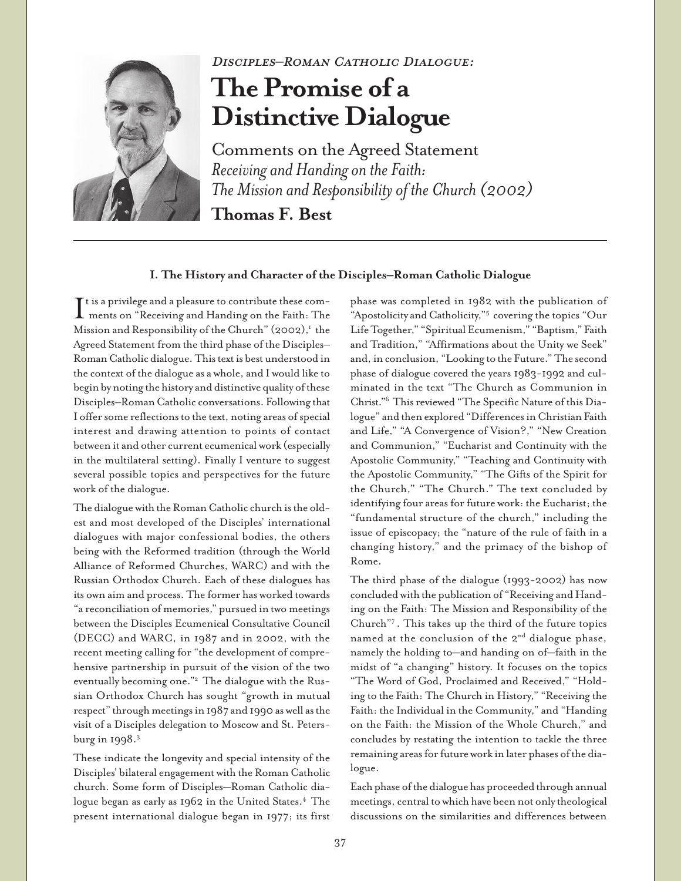*Disciples–Roman Catholic Dialogue:*

# The Promise of a Distinctive Dialogue

Comments on the Agreed Statement
*Receiving and Handing on the Faith: The Mission and Responsibility of the Church (2002)*

**Thomas F. Best**

## I. The History and Character of the Disciples–Roman Catholic Dialogue

It is a privilege and a pleasure to contribute these comments on "Receiving and Handing on the Faith: The Mission and Responsibility of the Church" (2002),[1] the Agreed Statement from the third phase of the Disciples–Roman Catholic dialogue. This text is best understood in the context of the dialogue as a whole, and I would like to begin by noting the history and distinctive quality of these Disciples–Roman Catholic conversations. Following that I offer some reflections to the text, noting areas of special interest and drawing attention to points of contact between it and other current ecumenical work (especially in the multilateral setting). Finally I venture to suggest several possible topics and perspectives for the future work of the dialogue.

The dialogue with the Roman Catholic church is the oldest and most developed of the Disciples' international dialogues with major confessional bodies, the others being with the Reformed tradition (through the World Alliance of Reformed Churches, WARC) and with the Russian Orthodox Church. Each of these dialogues has its own aim and process. The former has worked towards "a reconciliation of memories," pursued in two meetings between the Disciples Ecumenical Consultative Council (DECC) and WARC, in 1987 and in 2002, with the recent meeting calling for "the development of comprehensive partnership in pursuit of the vision of the two eventually becoming one."[2] The dialogue with the Russian Orthodox Church has sought "growth in mutual respect" through meetings in 1987 and 1990 as well as the visit of a Disciples delegation to Moscow and St. Petersburg in 1998.[3]

These indicate the longevity and special intensity of the Disciples' bilateral engagement with the Roman Catholic church. Some form of Disciples–Roman Catholic dialogue began as early as 1962 in the United States.[4] The present international dialogue began in 1977; its first phase was completed in 1982 with the publication of "Apostolicity and Catholicity,"[5] covering the topics "Our Life Together," "Spiritual Ecumenism," "Baptism," Faith and Tradition," "Affirmations about the Unity we Seek" and, in conclusion, "Looking to the Future." The second phase of dialogue covered the years 1983-1992 and culminated in the text "The Church as Communion in Christ."[6] This reviewed "The Specific Nature of this Dialogue" and then explored "Differences in Christian Faith and Life," "A Convergence of Vision?," "New Creation and Communion," "Eucharist and Continuity with the Apostolic Community," "Teaching and Continuity with the Apostolic Community," "The Gifts of the Spirit for the Church," "The Church." The text concluded by identifying four areas for future work: the Eucharist; the "fundamental structure of the church," including the issue of episcopacy; the "nature of the rule of faith in a changing history," and the primacy of the bishop of Rome.

The third phase of the dialogue (1993-2002) has now concluded with the publication of "Receiving and Handing on the Faith: The Mission and Responsibility of the Church"[7]. This takes up the third of the future topics named at the conclusion of the 2nd dialogue phase, namely the holding to—and handing on of—faith in the midst of "a changing" history. It focuses on the topics "The Word of God, Proclaimed and Received," "Holding to the Faith: The Church in History," "Receiving the Faith: the Individual in the Community," and "Handing on the Faith: the Mission of the Whole Church," and concludes by restating the intention to tackle the three remaining areas for future work in later phases of the dialogue.

Each phase of the dialogue has proceeded through annual meetings, central to which have been not only theological discussions on the similarities and differences between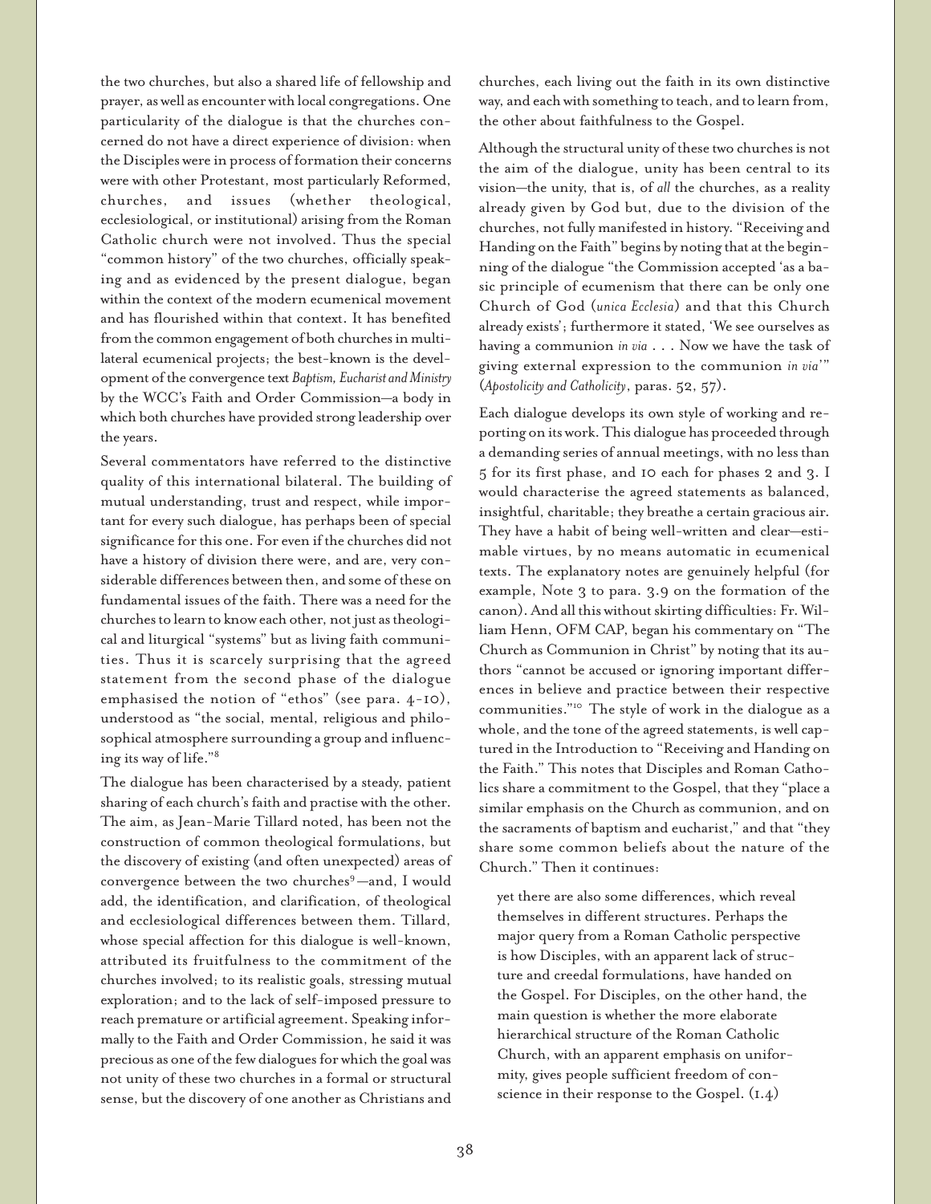the two churches, but also a shared life of fellowship and prayer, as well as encounter with local congregations. One particularity of the dialogue is that the churches concerned do not have a direct experience of division: when the Disciples were in process of formation their concerns were with other Protestant, most particularly Reformed, churches, and issues (whether theological, ecclesiological, or institutional) arising from the Roman Catholic church were not involved. Thus the special "common history" of the two churches, officially speaking and as evidenced by the present dialogue, began within the context of the modern ecumenical movement and has flourished within that context. It has benefited from the common engagement of both churches in multilateral ecumenical projects; the best-known is the development of the convergence text *Baptism, Eucharist and Ministry* by the WCC's Faith and Order Commission—a body in which both churches have provided strong leadership over the years.

Several commentators have referred to the distinctive quality of this international bilateral. The building of mutual understanding, trust and respect, while important for every such dialogue, has perhaps been of special significance for this one. For even if the churches did not have a history of division there were, and are, very considerable differences between then, and some of these on fundamental issues of the faith. There was a need for the churches to learn to know each other, not just as theological and liturgical "systems" but as living faith communities. Thus it is scarcely surprising that the agreed statement from the second phase of the dialogue emphasised the notion of "ethos" (see para. 4-10), understood as "the social, mental, religious and philosophical atmosphere surrounding a group and influencing its way of life."[8]

The dialogue has been characterised by a steady, patient sharing of each church's faith and practise with the other. The aim, as Jean-Marie Tillard noted, has been not the construction of common theological formulations, but the discovery of existing (and often unexpected) areas of convergence between the two churches[9]—and, I would add, the identification, and clarification, of theological and ecclesiological differences between them. Tillard, whose special affection for this dialogue is well-known, attributed its fruitfulness to the commitment of the churches involved; to its realistic goals, stressing mutual exploration; and to the lack of self-imposed pressure to reach premature or artificial agreement. Speaking informally to the Faith and Order Commission, he said it was precious as one of the few dialogues for which the goal was not unity of these two churches in a formal or structural sense, but the discovery of one another as Christians and churches, each living out the faith in its own distinctive way, and each with something to teach, and to learn from, the other about faithfulness to the Gospel.

Although the structural unity of these two churches is not the aim of the dialogue, unity has been central to its vision—the unity, that is, of *all* the churches, as a reality already given by God but, due to the division of the churches, not fully manifested in history. "Receiving and Handing on the Faith" begins by noting that at the beginning of the dialogue "the Commission accepted 'as a basic principle of ecumenism that there can be only one Church of God (*unica Ecclesia*) and that this Church already exists'; furthermore it stated, 'We see ourselves as having a communion *in via* . . . Now we have the task of giving external expression to the communion *in via*'" (*Apostolicity and Catholicity*, paras. 52, 57).

Each dialogue develops its own style of working and reporting on its work. This dialogue has proceeded through a demanding series of annual meetings, with no less than 5 for its first phase, and 10 each for phases 2 and 3. I would characterise the agreed statements as balanced, insightful, charitable; they breathe a certain gracious air. They have a habit of being well-written and clear—estimable virtues, by no means automatic in ecumenical texts. The explanatory notes are genuinely helpful (for example, Note 3 to para. 3.9 on the formation of the canon). And all this without skirting difficulties: Fr. William Henn, OFM CAP, began his commentary on "The Church as Communion in Christ" by noting that its authors "cannot be accused or ignoring important differences in believe and practice between their respective communities."[10] The style of work in the dialogue as a whole, and the tone of the agreed statements, is well captured in the Introduction to "Receiving and Handing on the Faith." This notes that Disciples and Roman Catholics share a commitment to the Gospel, that they "place a similar emphasis on the Church as communion, and on the sacraments of baptism and eucharist," and that "they share some common beliefs about the nature of the Church." Then it continues:

> yet there are also some differences, which reveal themselves in different structures. Perhaps the major query from a Roman Catholic perspective is how Disciples, with an apparent lack of structure and creedal formulations, have handed on the Gospel. For Disciples, on the other hand, the main question is whether the more elaborate hierarchical structure of the Roman Catholic Church, with an apparent emphasis on uniformity, gives people sufficient freedom of conscience in their response to the Gospel. (1.4)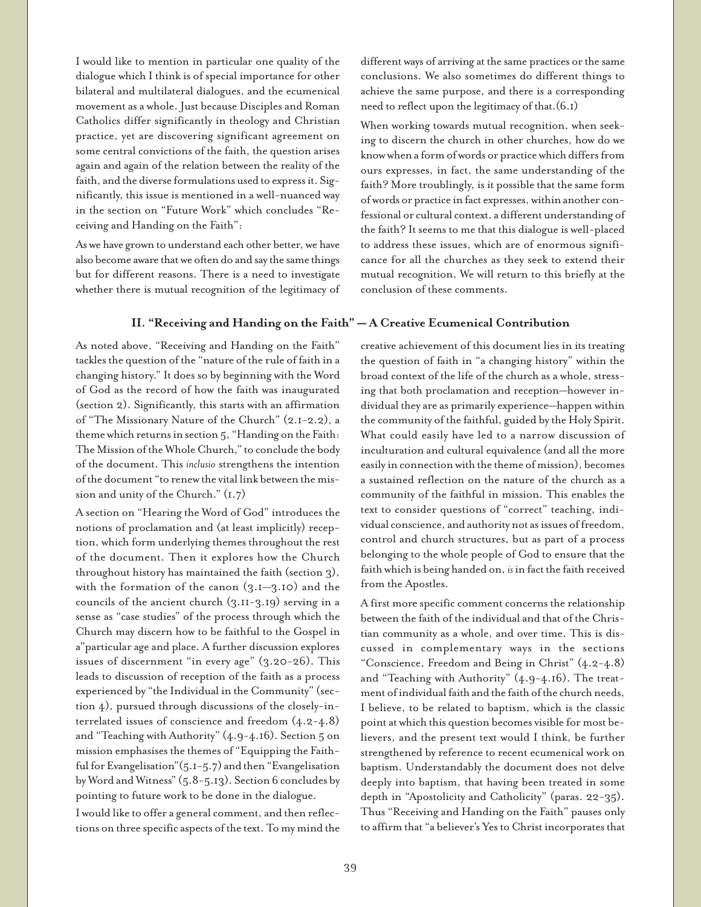I would like to mention in particular one quality of the dialogue which I think is of special importance for other bilateral and multilateral dialogues, and the ecumenical movement as a whole. Just because Disciples and Roman Catholics differ significantly in theology and Christian practice, yet are discovering significant agreement on some central convictions of the faith, the question arises again and again of the relation between the reality of the faith, and the diverse formulations used to express it. Significantly, this issue is mentioned in a well-nuanced way in the section on "Future Work" which concludes "Receiving and Handing on the Faith":

As we have grown to understand each other better, we have also become aware that we often do and say the same things but for different reasons. There is a need to investigate whether there is mutual recognition of the legitimacy of different ways of arriving at the same practices or the same conclusions. We also sometimes do different things to achieve the same purpose, and there is a corresponding need to reflect upon the legitimacy of that.(6.1)

When working towards mutual recognition, when seeking to discern the church in other churches, how do we know when a form of words or practice which differs from ours expresses, in fact, the same understanding of the faith? More troublingly, is it possible that the same form of words or practice in fact expresses, within another confessional or cultural context, a different understanding of the faith? It seems to me that this dialogue is well-placed to address these issues, which are of enormous significance for all the churches as they seek to extend their mutual recognition. We will return to this briefly at the conclusion of these comments.

## II. "Receiving and Handing on the Faith" — A Creative Ecumenical Contribution

As noted above, "Receiving and Handing on the Faith" tackles the question of the "nature of the rule of faith in a changing history." It does so by beginning with the Word of God as the record of how the faith was inaugurated (section 2). Significantly, this starts with an affirmation of "The Missionary Nature of the Church" (2.1-2.2), a theme which returns in section 5, "Handing on the Faith: The Mission of the Whole Church," to conclude the body of the document. This *inclusio* strengthens the intention of the document "to renew the vital link between the mission and unity of the Church." (1.7)

A section on "Hearing the Word of God" introduces the notions of proclamation and (at least implicitly) reception, which form underlying themes throughout the rest of the document. Then it explores how the Church throughout history has maintained the faith (section 3), with the formation of the canon (3.1—3.10) and the councils of the ancient church (3.11-3.19) serving in a sense as "case studies" of the process through which the Church may discern how to be faithful to the Gospel in a"particular age and place. A further discussion explores issues of discernment "in every age" (3.20-26). This leads to discussion of reception of the faith as a process experienced by "the Individual in the Community" (section 4), pursued through discussions of the closely-interrelated issues of conscience and freedom (4.2-4.8) and "Teaching with Authority" (4.9-4.16). Section 5 on mission emphasises the themes of "Equipping the Faithful for Evangelisation"(5.1-5.7) and then "Evangelisation by Word and Witness" (5.8-5.13). Section 6 concludes by pointing to future work to be done in the dialogue.

I would like to offer a general comment, and then reflections on three specific aspects of the text. To my mind the creative achievement of this document lies in its treating the question of faith in "a changing history" within the broad context of the life of the church as a whole, stressing that both proclamation and reception—however individual they are as primarily experience—happen within the community of the faithful, guided by the Holy Spirit. What could easily have led to a narrow discussion of inculturation and cultural equivalence (and all the more easily in connection with the theme of mission), becomes a sustained reflection on the nature of the church as a community of the faithful in mission. This enables the text to consider questions of "correct" teaching, individual conscience, and authority not as issues of freedom, control and church structures, but as part of a process belonging to the whole people of God to ensure that the faith which is being handed on, *is* in fact the faith received from the Apostles.

A first more specific comment concerns the relationship between the faith of the individual and that of the Christian community as a whole, and over time. This is discussed in complementary ways in the sections "Conscience, Freedom and Being in Christ" (4.2-4.8) and "Teaching with Authority" (4.9-4.16). The treatment of individual faith and the faith of the church needs, I believe, to be related to baptism, which is the classic point at which this question becomes visible for most believers, and the present text would I think, be further strengthened by reference to recent ecumenical work on baptism. Understandably the document does not delve deeply into baptism, that having been treated in some depth in "Apostolicity and Catholicity" (paras. 22-35). Thus "Receiving and Handing on the Faith" pauses only to affirm that "a believer's Yes to Christ incorporates that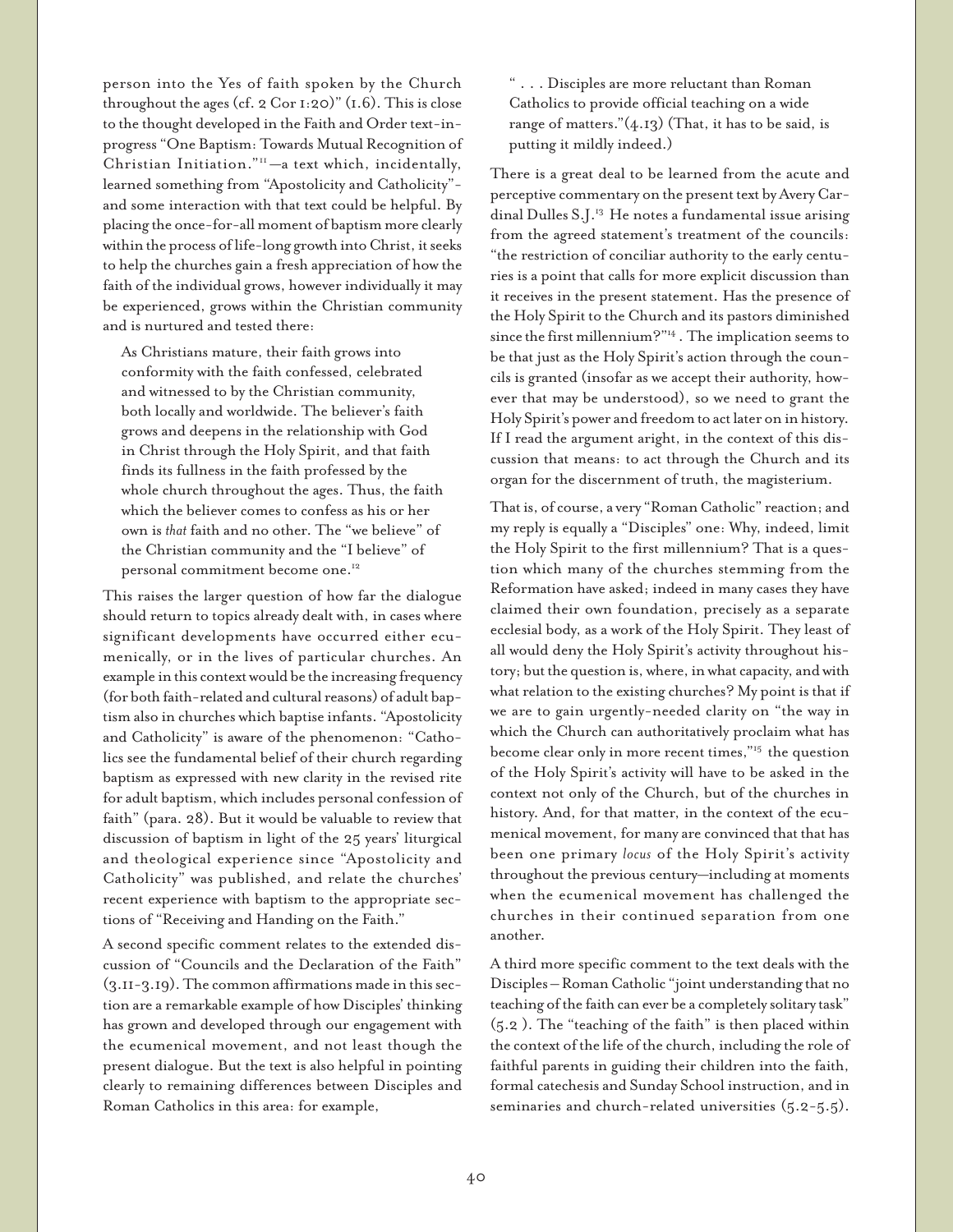person into the Yes of faith spoken by the Church throughout the ages (cf. 2 Cor 1:20)" (1.6). This is close to the thought developed in the Faith and Order text-in-progress "One Baptism: Towards Mutual Recognition of Christian Initiation."[11]—a text which, incidentally, learned something from "Apostolicity and Catholicity"- and some interaction with that text could be helpful. By placing the once-for-all moment of baptism more clearly within the process of life-long growth into Christ, it seeks to help the churches gain a fresh appreciation of how the faith of the individual grows, however individually it may be experienced, grows within the Christian community and is nurtured and tested there:

> As Christians mature, their faith grows into conformity with the faith confessed, celebrated and witnessed to by the Christian community, both locally and worldwide. The believer's faith grows and deepens in the relationship with God in Christ through the Holy Spirit, and that faith finds its fullness in the faith professed by the whole church throughout the ages. Thus, the faith which the believer comes to confess as his or her own is *that* faith and no other. The "we believe" of the Christian community and the "I believe" of personal commitment become one.[12]

This raises the larger question of how far the dialogue should return to topics already dealt with, in cases where significant developments have occurred either ecumenically, or in the lives of particular churches. An example in this context would be the increasing frequency (for both faith-related and cultural reasons) of adult baptism also in churches which baptise infants. "Apostolicity and Catholicity" is aware of the phenomenon: "Catholics see the fundamental belief of their church regarding baptism as expressed with new clarity in the revised rite for adult baptism, which includes personal confession of faith" (para. 28). But it would be valuable to review that discussion of baptism in light of the 25 years' liturgical and theological experience since "Apostolicity and Catholicity" was published, and relate the churches' recent experience with baptism to the appropriate sections of "Receiving and Handing on the Faith."

A second specific comment relates to the extended discussion of "Councils and the Declaration of the Faith" (3.11-3.19). The common affirmations made in this section are a remarkable example of how Disciples' thinking has grown and developed through our engagement with the ecumenical movement, and not least though the present dialogue. But the text is also helpful in pointing clearly to remaining differences between Disciples and Roman Catholics in this area: for example,

> " . . . Disciples are more reluctant than Roman Catholics to provide official teaching on a wide range of matters."(4.13) (That, it has to be said, is putting it mildly indeed.)

There is a great deal to be learned from the acute and perceptive commentary on the present text by Avery Cardinal Dulles S.J.[13] He notes a fundamental issue arising from the agreed statement's treatment of the councils: "the restriction of conciliar authority to the early centuries is a point that calls for more explicit discussion than it receives in the present statement. Has the presence of the Holy Spirit to the Church and its pastors diminished since the first millennium?"[14] . The implication seems to be that just as the Holy Spirit's action through the councils is granted (insofar as we accept their authority, however that may be understood), so we need to grant the Holy Spirit's power and freedom to act later on in history. If I read the argument aright, in the context of this discussion that means: to act through the Church and its organ for the discernment of truth, the magisterium.

That is, of course, a very "Roman Catholic" reaction; and my reply is equally a "Disciples" one: Why, indeed, limit the Holy Spirit to the first millennium? That is a question which many of the churches stemming from the Reformation have asked; indeed in many cases they have claimed their own foundation, precisely as a separate ecclesial body, as a work of the Holy Spirit. They least of all would deny the Holy Spirit's activity throughout history; but the question is, where, in what capacity, and with what relation to the existing churches? My point is that if we are to gain urgently-needed clarity on "the way in which the Church can authoritatively proclaim what has become clear only in more recent times,"[15] the question of the Holy Spirit's activity will have to be asked in the context not only of the Church, but of the churches in history. And, for that matter, in the context of the ecumenical movement, for many are convinced that that has been one primary *locus* of the Holy Spirit's activity throughout the previous century—including at moments when the ecumenical movement has challenged the churches in their continued separation from one another.

A third more specific comment to the text deals with the Disciples – Roman Catholic "joint understanding that no teaching of the faith can ever be a completely solitary task" (5.2 ). The "teaching of the faith" is then placed within the context of the life of the church, including the role of faithful parents in guiding their children into the faith, formal catechesis and Sunday School instruction, and in seminaries and church-related universities (5.2-5.5).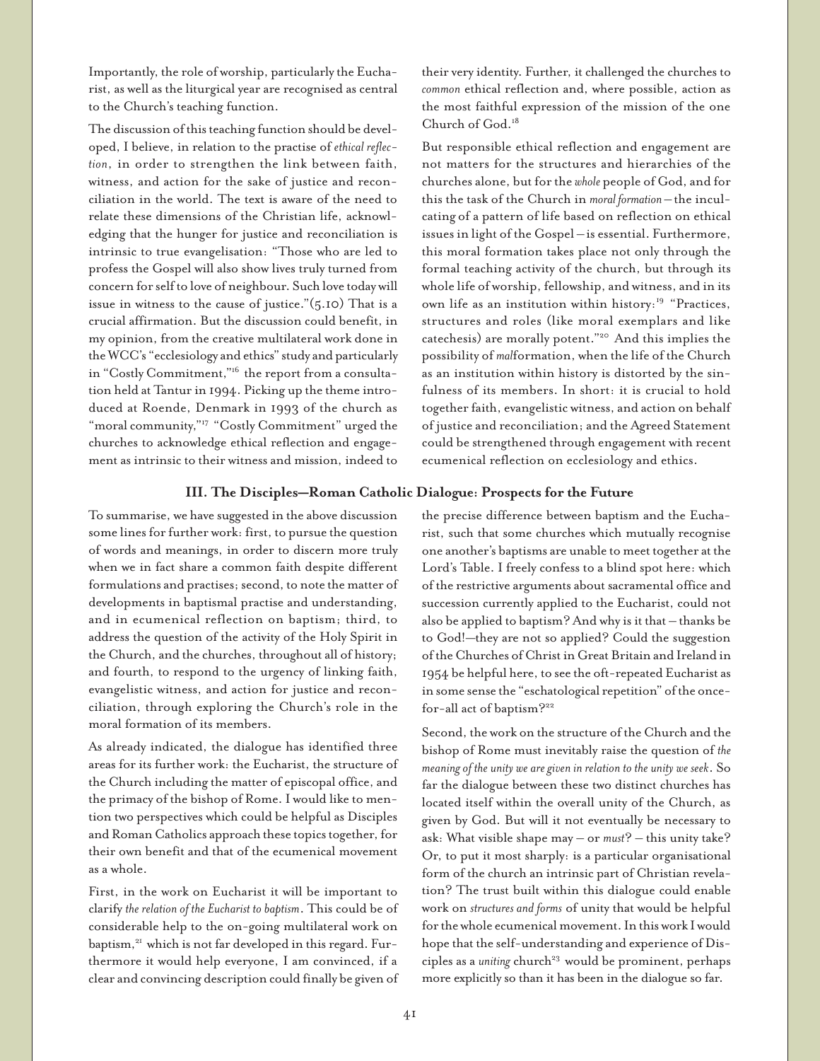Importantly, the role of worship, particularly the Eucharist, as well as the liturgical year are recognised as central to the Church's teaching function.

The discussion of this teaching function should be developed, I believe, in relation to the practise of *ethical reflection*, in order to strengthen the link between faith, witness, and action for the sake of justice and reconciliation in the world. The text is aware of the need to relate these dimensions of the Christian life, acknowledging that the hunger for justice and reconciliation is intrinsic to true evangelisation: "Those who are led to profess the Gospel will also show lives truly turned from concern for self to love of neighbour. Such love today will issue in witness to the cause of justice."(5.10) That is a crucial affirmation. But the discussion could benefit, in my opinion, from the creative multilateral work done in the WCC's "ecclesiology and ethics" study and particularly in "Costly Commitment,"[16] the report from a consultation held at Tantur in 1994. Picking up the theme introduced at Roende, Denmark in 1993 of the church as "moral community,"[17] "Costly Commitment" urged the churches to acknowledge ethical reflection and engagement as intrinsic to their witness and mission, indeed to their very identity. Further, it challenged the churches to *common* ethical reflection and, where possible, action as the most faithful expression of the mission of the one Church of God.[18]

But responsible ethical reflection and engagement are not matters for the structures and hierarchies of the churches alone, but for the *whole* people of God, and for this the task of the Church in *moral formation*—the inculcating of a pattern of life based on reflection on ethical issues in light of the Gospel—is essential. Furthermore, this moral formation takes place not only through the formal teaching activity of the church, but through its whole life of worship, fellowship, and witness, and in its own life as an institution within history:[19] "Practices, structures and roles (like moral exemplars and like catechesis) are morally potent."[20] And this implies the possibility of *mal*formation, when the life of the Church as an institution within history is distorted by the sinfulness of its members. In short: it is crucial to hold together faith, evangelistic witness, and action on behalf of justice and reconciliation; and the Agreed Statement could be strengthened through engagement with recent ecumenical reflection on ecclesiology and ethics.

## III. The Disciples—Roman Catholic Dialogue: Prospects for the Future

To summarise, we have suggested in the above discussion some lines for further work: first, to pursue the question of words and meanings, in order to discern more truly when we in fact share a common faith despite different formulations and practises; second, to note the matter of developments in baptismal practise and understanding, and in ecumenical reflection on baptism; third, to address the question of the activity of the Holy Spirit in the Church, and the churches, throughout all of history; and fourth, to respond to the urgency of linking faith, evangelistic witness, and action for justice and reconciliation, through exploring the Church's role in the moral formation of its members.

As already indicated, the dialogue has identified three areas for its further work: the Eucharist, the structure of the Church including the matter of episcopal office, and the primacy of the bishop of Rome. I would like to mention two perspectives which could be helpful as Disciples and Roman Catholics approach these topics together, for their own benefit and that of the ecumenical movement as a whole.

First, in the work on Eucharist it will be important to clarify *the relation of the Eucharist to baptism*. This could be of considerable help to the on-going multilateral work on baptism,[21] which is not far developed in this regard. Furthermore it would help everyone, I am convinced, if a clear and convincing description could finally be given of the precise difference between baptism and the Eucharist, such that some churches which mutually recognise one another's baptisms are unable to meet together at the Lord's Table. I freely confess to a blind spot here: which of the restrictive arguments about sacramental office and succession currently applied to the Eucharist, could not also be applied to baptism? And why is it that—thanks be to God!—they are not so applied? Could the suggestion of the Churches of Christ in Great Britain and Ireland in 1954 be helpful here, to see the oft-repeated Eucharist as in some sense the "eschatological repetition" of the once-for-all act of baptism?[22]

Second, the work on the structure of the Church and the bishop of Rome must inevitably raise the question of *the meaning of the unity we are given in relation to the unity we seek*. So far the dialogue between these two distinct churches has located itself within the overall unity of the Church, as given by God. But will it not eventually be necessary to ask: What visible shape may—or *must*?—this unity take? Or, to put it most sharply: is a particular organisational form of the church an intrinsic part of Christian revelation? The trust built within this dialogue could enable work on *structures and forms* of unity that would be helpful for the whole ecumenical movement. In this work I would hope that the self-understanding and experience of Disciples as a *uniting* church[23] would be prominent, perhaps more explicitly so than it has been in the dialogue so far.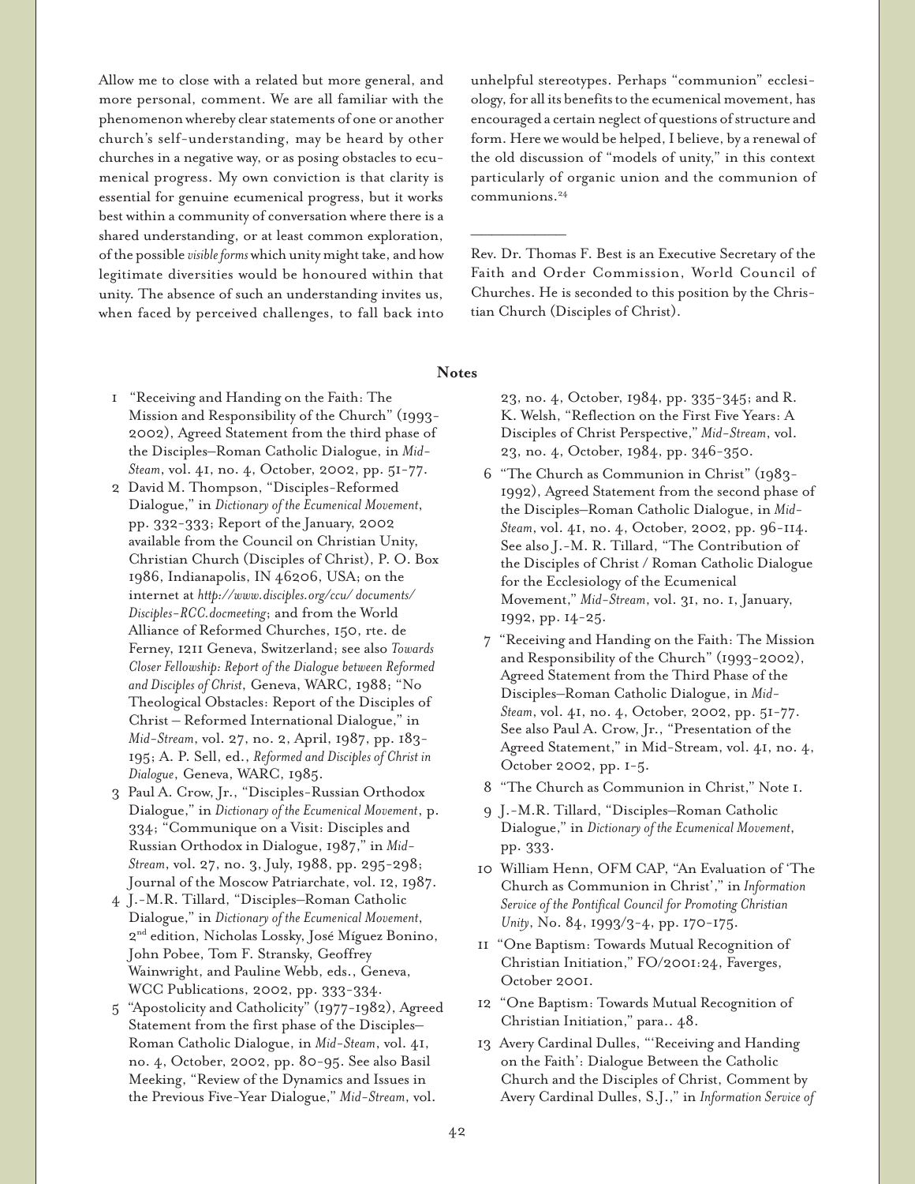Allow me to close with a related but more general, and more personal, comment. We are all familiar with the phenomenon whereby clear statements of one or another church's self-understanding, may be heard by other churches in a negative way, or as posing obstacles to ecumenical progress. My own conviction is that clarity is essential for genuine ecumenical progress, but it works best within a community of conversation where there is a shared understanding, or at least common exploration, of the possible *visible forms* which unity might take, and how legitimate diversities would be honoured within that unity. The absence of such an understanding invites us, when faced by perceived challenges, to fall back into unhelpful stereotypes. Perhaps "communion" ecclesiology, for all its benefits to the ecumenical movement, has encouraged a certain neglect of questions of structure and form. Here we would be helped, I believe, by a renewal of the old discussion of "models of unity," in this context particularly of organic union and the communion of communions.[24]

---

Rev. Dr. Thomas F. Best is an Executive Secretary of the Faith and Order Commission, World Council of Churches. He is seconded to this position by the Christian Church (Disciples of Christ).

**Notes**

1. "Receiving and Handing on the Faith: The Mission and Responsibility of the Church" (1993-2002), Agreed Statement from the third phase of the Disciples–Roman Catholic Dialogue, in *Mid-Steam*, vol. 41, no. 4, October, 2002, pp. 51-77.
2. David M. Thompson, "Disciples-Reformed Dialogue," in *Dictionary of the Ecumenical Movement*, pp. 332-333; Report of the January, 2002 available from the Council on Christian Unity, Christian Church (Disciples of Christ), P. O. Box 1986, Indianapolis, IN 46206, USA; on the internet at *http://www.disciples.org/ccu/ documents/ Disciples-RCC.docmeeting*; and from the World Alliance of Reformed Churches, 150, rte. de Ferney, 1211 Geneva, Switzerland; see also *Towards Closer Fellowship: Report of the Dialogue between Reformed and Disciples of Christ*, Geneva, WARC, 1988; "No Theological Obstacles: Report of the Disciples of Christ – Reformed International Dialogue," in *Mid-Stream*, vol. 27, no. 2, April, 1987, pp. 183-195; A. P. Sell, ed., *Reformed and Disciples of Christ in Dialogue*, Geneva, WARC, 1985.
3. Paul A. Crow, Jr., "Disciples-Russian Orthodox Dialogue," in *Dictionary of the Ecumenical Movement*, p. 334; "Communique on a Visit: Disciples and Russian Orthodox in Dialogue, 1987," in *Mid-Stream*, vol. 27, no. 3, July, 1988, pp. 295-298; Journal of the Moscow Patriarchate, vol. 12, 1987.
4. J.-M.R. Tillard, "Disciples–Roman Catholic Dialogue," in *Dictionary of the Ecumenical Movement*, 2nd edition, Nicholas Lossky, José Míguez Bonino, John Pobee, Tom F. Stransky, Geoffrey Wainwright, and Pauline Webb, eds., Geneva, WCC Publications, 2002, pp. 333-334.
5. "Apostolicity and Catholicity" (1977-1982), Agreed Statement from the first phase of the Disciples–Roman Catholic Dialogue, in *Mid-Steam*, vol. 41, no. 4, October, 2002, pp. 80-95. See also Basil Meeking, "Review of the Dynamics and Issues in the Previous Five-Year Dialogue," *Mid-Stream*, vol. 23, no. 4, October, 1984, pp. 335-345; and R. K. Welsh, "Reflection on the First Five Years: A Disciples of Christ Perspective," *Mid-Stream*, vol. 23, no. 4, October, 1984, pp. 346-350.
6. "The Church as Communion in Christ" (1983-1992), Agreed Statement from the second phase of the Disciples–Roman Catholic Dialogue, in *Mid-Steam*, vol. 41, no. 4, October, 2002, pp. 96-114. See also J.-M. R. Tillard, "The Contribution of the Disciples of Christ / Roman Catholic Dialogue for the Ecclesiology of the Ecumenical Movement," *Mid-Stream*, vol. 31, no. 1, January, 1992, pp. 14-25.
7. "Receiving and Handing on the Faith: The Mission and Responsibility of the Church" (1993-2002), Agreed Statement from the Third Phase of the Disciples–Roman Catholic Dialogue, in *Mid-Steam*, vol. 41, no. 4, October, 2002, pp. 51-77. See also Paul A. Crow, Jr., "Presentation of the Agreed Statement," in Mid-Stream, vol. 41, no. 4, October 2002, pp. 1-5.
8. "The Church as Communion in Christ," Note 1.
9. J.-M.R. Tillard, "Disciples–Roman Catholic Dialogue," in *Dictionary of the Ecumenical Movement*, pp. 333.
10. William Henn, OFM CAP, "An Evaluation of 'The Church as Communion in Christ'," in *Information Service of the Pontifical Council for Promoting Christian Unity*, No. 84, 1993/3-4, pp. 170-175.
11. "One Baptism: Towards Mutual Recognition of Christian Initiation," FO/2001:24, Faverges, October 2001.
12. "One Baptism: Towards Mutual Recognition of Christian Initiation," para.. 48.
13. Avery Cardinal Dulles, "'Receiving and Handing on the Faith': Dialogue Between the Catholic Church and the Disciples of Christ, Comment by Avery Cardinal Dulles, S.J.," in *Information Service of*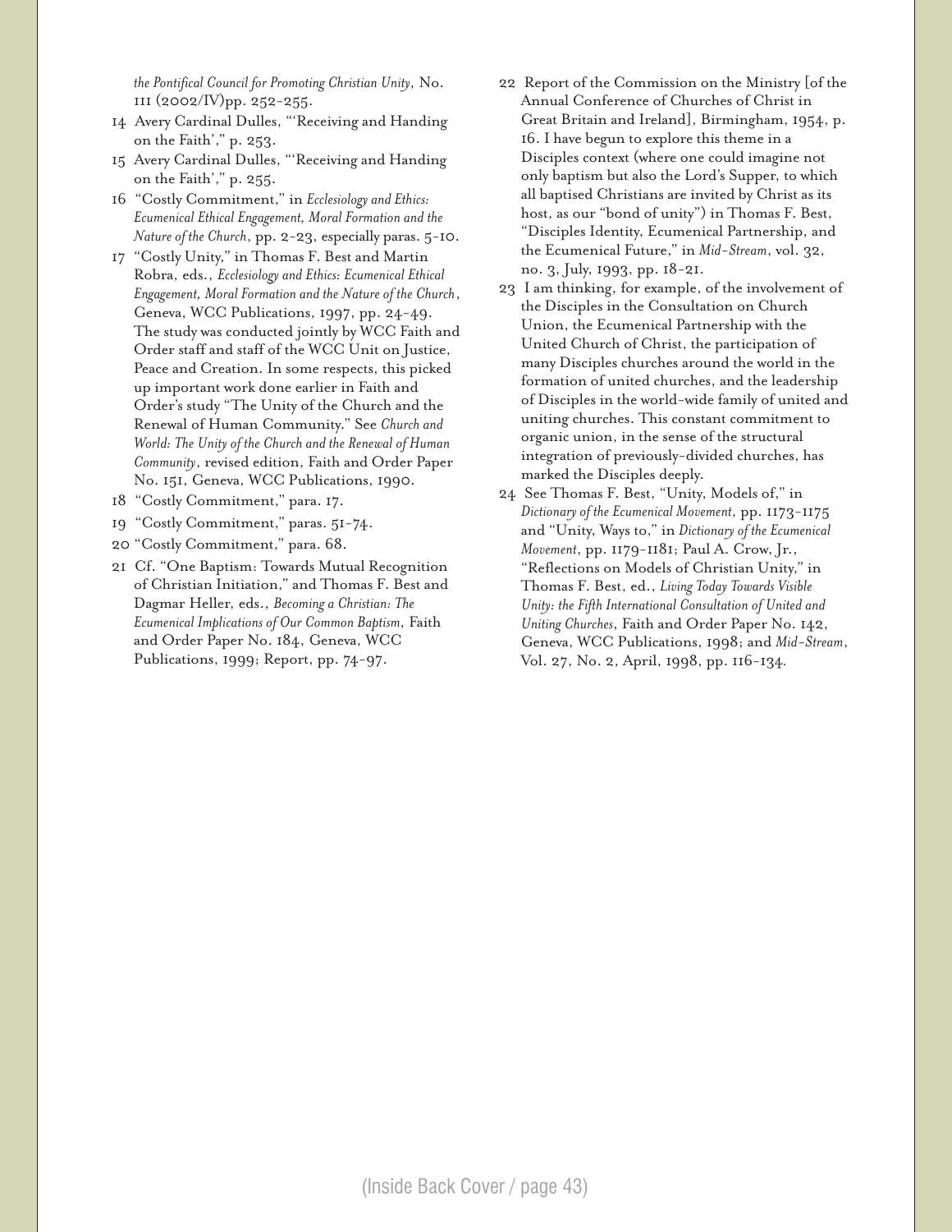*the Pontifical Council for Promoting Christian Unity*, No. 111 (2002/IV)pp. 252-255.

14 Avery Cardinal Dulles, "'Receiving and Handing on the Faith'," p. 253.

15 Avery Cardinal Dulles, "'Receiving and Handing on the Faith'," p. 255.

16 "Costly Commitment," in *Ecclesiology and Ethics: Ecumenical Ethical Engagement, Moral Formation and the Nature of the Church*, pp. 2-23, especially paras. 5-10.

17 "Costly Unity," in Thomas F. Best and Martin Robra, eds., *Ecclesiology and Ethics: Ecumenical Ethical Engagement, Moral Formation and the Nature of the Church*, Geneva, WCC Publications, 1997, pp. 24-49. The study was conducted jointly by WCC Faith and Order staff and staff of the WCC Unit on Justice, Peace and Creation. In some respects, this picked up important work done earlier in Faith and Order's study "The Unity of the Church and the Renewal of Human Community." See *Church and World: The Unity of the Church and the Renewal of Human Community*, revised edition, Faith and Order Paper No. 151, Geneva, WCC Publications, 1990.

18 "Costly Commitment," para. 17.

19 "Costly Commitment," paras. 51-74.

20 "Costly Commitment," para. 68.

21 Cf. "One Baptism: Towards Mutual Recognition of Christian Initiation," and Thomas F. Best and Dagmar Heller, eds., *Becoming a Christian: The Ecumenical Implications of Our Common Baptism*, Faith and Order Paper No. 184, Geneva, WCC Publications, 1999; Report, pp. 74-97.

22 Report of the Commission on the Ministry [of the Annual Conference of Churches of Christ in Great Britain and Ireland], Birmingham, 1954, p. 16. I have begun to explore this theme in a Disciples context (where one could imagine not only baptism but also the Lord's Supper, to which all baptised Christians are invited by Christ as its host, as our "bond of unity") in Thomas F. Best, "Disciples Identity, Ecumenical Partnership, and the Ecumenical Future," in *Mid-Stream*, vol. 32, no. 3, July, 1993, pp. 18-21.

23 I am thinking, for example, of the involvement of the Disciples in the Consultation on Church Union, the Ecumenical Partnership with the United Church of Christ, the participation of many Disciples churches around the world in the formation of united churches, and the leadership of Disciples in the world-wide family of united and uniting churches. This constant commitment to organic union, in the sense of the structural integration of previously-divided churches, has marked the Disciples deeply.

24 See Thomas F. Best, "Unity, Models of," in *Dictionary of the Ecumenical Movement*, pp. 1173-1175 and "Unity, Ways to," in *Dictionary of the Ecumenical Movement*, pp. 1179-1181; Paul A. Crow, Jr., "Reflections on Models of Christian Unity," in Thomas F. Best, ed., *Living Today Towards Visible Unity: the Fifth International Consultation of United and Uniting Churches*, Faith and Order Paper No. 142, Geneva, WCC Publications, 1998; and *Mid-Stream*, Vol. 27, No. 2, April, 1998, pp. 116-134.